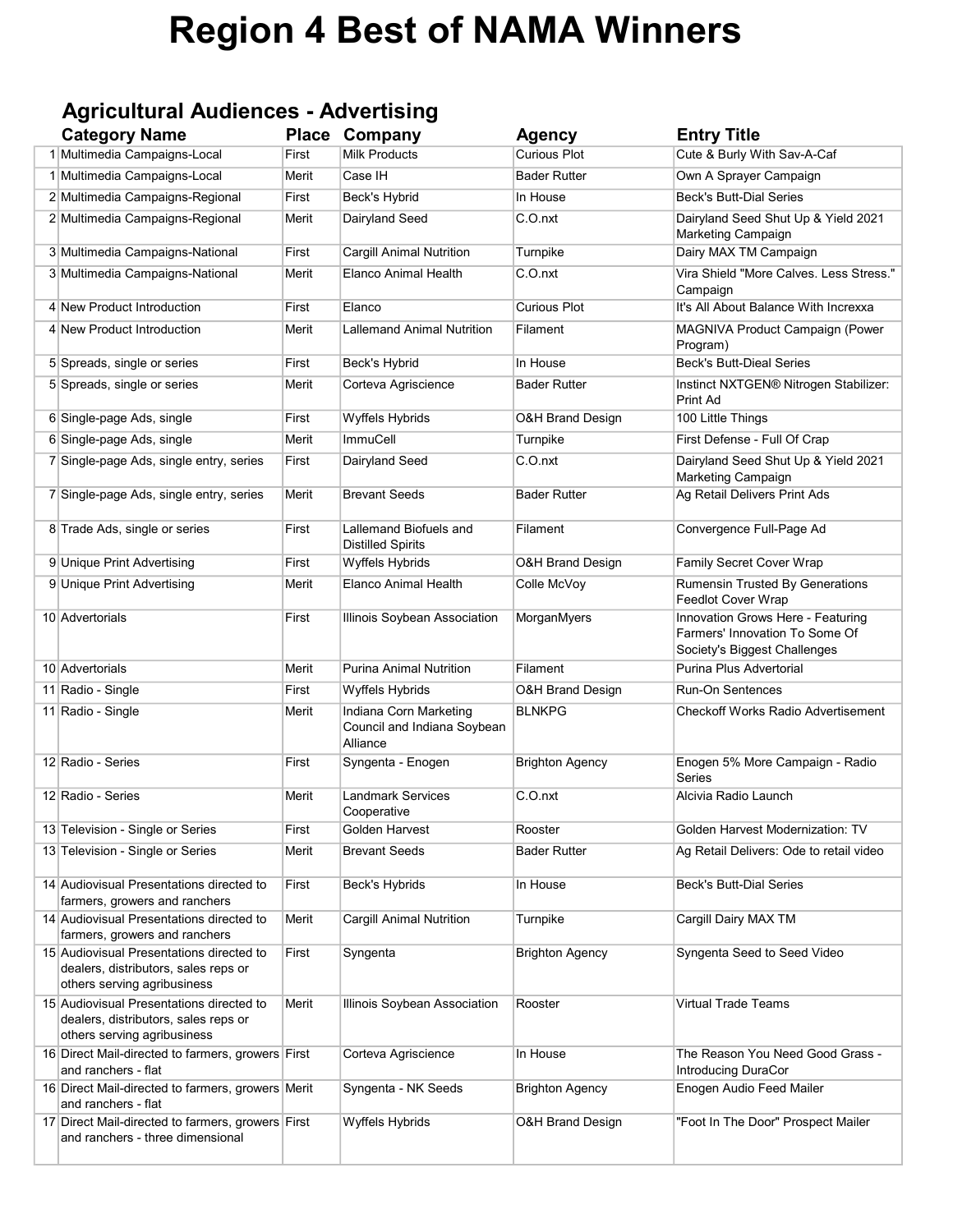# Region 4 Best of NAMA Winners

## Agricultural Audiences - Advertising

| | Category Name | Place | Company | Agency | Entry Title |
|---|---|---|---|---|---|
| 1 | Multimedia Campaigns-Local | First | Milk Products | Curious Plot | Cute & Burly With Sav-A-Caf |
| 1 | Multimedia Campaigns-Local | Merit | Case IH | Bader Rutter | Own A Sprayer Campaign |
| 2 | Multimedia Campaigns-Regional | First | Beck's Hybrid | In House | Beck's Butt-Dial Series |
| 2 | Multimedia Campaigns-Regional | Merit | Dairyland Seed | C.O.nxt | Dairyland Seed Shut Up & Yield 2021 Marketing Campaign |
| 3 | Multimedia Campaigns-National | First | Cargill Animal Nutrition | Turnpike | Dairy MAX TM Campaign |
| 3 | Multimedia Campaigns-National | Merit | Elanco Animal Health | C.O.nxt | Vira Shield "More Calves. Less Stress." Campaign |
| 4 | New Product Introduction | First | Elanco | Curious Plot | It's All About Balance With Increxxa |
| 4 | New Product Introduction | Merit | Lallemand Animal Nutrition | Filament | MAGNIVA Product Campaign (Power Program) |
| 5 | Spreads, single or series | First | Beck's Hybrid | In House | Beck's Butt-Dieal Series |
| 5 | Spreads, single or series | Merit | Corteva Agriscience | Bader Rutter | Instinct NXTGEN® Nitrogen Stabilizer: Print Ad |
| 6 | Single-page Ads, single | First | Wyffels Hybrids | O&H Brand Design | 100 Little Things |
| 6 | Single-page Ads, single | Merit | ImmuCell | Turnpike | First Defense - Full Of Crap |
| 7 | Single-page Ads, single entry, series | First | Dairyland Seed | C.O.nxt | Dairyland Seed Shut Up & Yield 2021 Marketing Campaign |
| 7 | Single-page Ads, single entry, series | Merit | Brevant Seeds | Bader Rutter | Ag Retail Delivers Print Ads |
| 8 | Trade Ads, single or series | First | Lallemand Biofuels and Distilled Spirits | Filament | Convergence Full-Page Ad |
| 9 | Unique Print Advertising | First | Wyffels Hybrids | O&H Brand Design | Family Secret Cover Wrap |
| 9 | Unique Print Advertising | Merit | Elanco Animal Health | Colle McVoy | Rumensin Trusted By Generations Feedlot Cover Wrap |
| 10 | Advertorials | First | Illinois Soybean Association | MorganMyers | Innovation Grows Here - Featuring Farmers' Innovation To Some Of Society's Biggest Challenges |
| 10 | Advertorials | Merit | Purina Animal Nutrition | Filament | Purina Plus Advertorial |
| 11 | Radio - Single | First | Wyffels Hybrids | O&H Brand Design | Run-On Sentences |
| 11 | Radio - Single | Merit | Indiana Corn Marketing Council and Indiana Soybean Alliance | BLNKPG | Checkoff Works Radio Advertisement |
| 12 | Radio - Series | First | Syngenta - Enogen | Brighton Agency | Enogen 5% More Campaign - Radio Series |
| 12 | Radio - Series | Merit | Landmark Services Cooperative | C.O.nxt | Alcivia Radio Launch |
| 13 | Television - Single or Series | First | Golden Harvest | Rooster | Golden Harvest Modernization: TV |
| 13 | Television - Single or Series | Merit | Brevant Seeds | Bader Rutter | Ag Retail Delivers: Ode to retail video |
| 14 | Audiovisual Presentations directed to farmers, growers and ranchers | First | Beck's Hybrids | In House | Beck's Butt-Dial Series |
| 14 | Audiovisual Presentations directed to farmers, growers and ranchers | Merit | Cargill Animal Nutrition | Turnpike | Cargill Dairy MAX TM |
| 15 | Audiovisual Presentations directed to dealers, distributors, sales reps or others serving agribusiness | First | Syngenta | Brighton Agency | Syngenta Seed to Seed Video |
| 15 | Audiovisual Presentations directed to dealers, distributors, sales reps or others serving agribusiness | Merit | Illinois Soybean Association | Rooster | Virtual Trade Teams |
| 16 | Direct Mail-directed to farmers, growers and ranchers - flat | First | Corteva Agriscience | In House | The Reason You Need Good Grass - Introducing DuraCor |
| 16 | Direct Mail-directed to farmers, growers and ranchers - flat | Merit | Syngenta - NK Seeds | Brighton Agency | Enogen Audio Feed Mailer |
| 17 | Direct Mail-directed to farmers, growers and ranchers - three dimensional | First | Wyffels Hybrids | O&H Brand Design | "Foot In The Door" Prospect Mailer |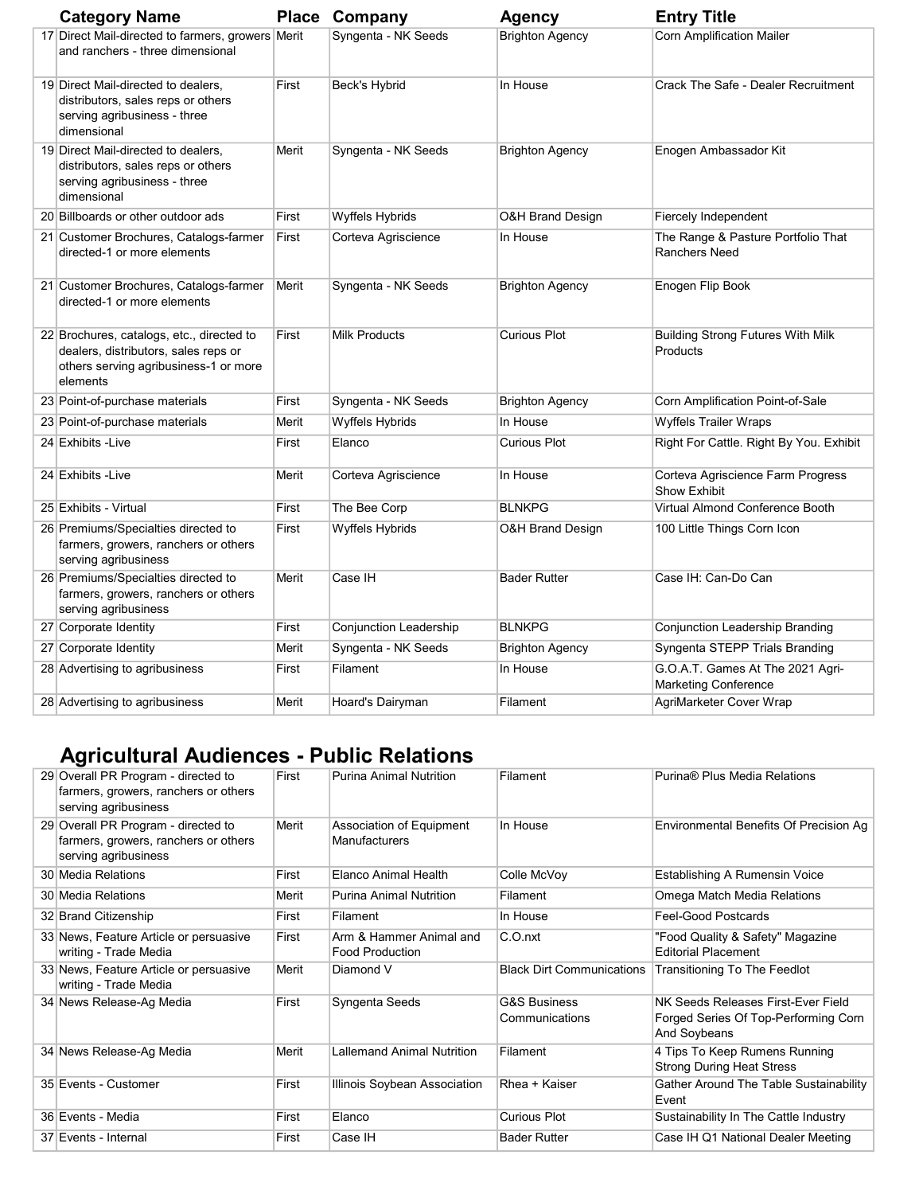| | Category Name | Place | Company | Agency | Entry Title |
|---|---|---|---|---|---|
| 17 | Direct Mail-directed to farmers, growers and ranchers - three dimensional | Merit | Syngenta - NK Seeds | Brighton Agency | Corn Amplification Mailer |
| 19 | Direct Mail-directed to dealers, distributors, sales reps or others serving agribusiness - three dimensional | First | Beck's Hybrid | In House | Crack The Safe - Dealer Recruitment |
| 19 | Direct Mail-directed to dealers, distributors, sales reps or others serving agribusiness - three dimensional | Merit | Syngenta - NK Seeds | Brighton Agency | Enogen Ambassador Kit |
| 20 | Billboards or other outdoor ads | First | Wyffels Hybrids | O&H Brand Design | Fiercely Independent |
| 21 | Customer Brochures, Catalogs-farmer directed-1 or more elements | First | Corteva Agriscience | In House | The Range & Pasture Portfolio That Ranchers Need |
| 21 | Customer Brochures, Catalogs-farmer directed-1 or more elements | Merit | Syngenta - NK Seeds | Brighton Agency | Enogen Flip Book |
| 22 | Brochures, catalogs, etc., directed to dealers, distributors, sales reps or others serving agribusiness-1 or more elements | First | Milk Products | Curious Plot | Building Strong Futures With Milk Products |
| 23 | Point-of-purchase materials | First | Syngenta - NK Seeds | Brighton Agency | Corn Amplification Point-of-Sale |
| 23 | Point-of-purchase materials | Merit | Wyffels Hybrids | In House | Wyffels Trailer Wraps |
| 24 | Exhibits -Live | First | Elanco | Curious Plot | Right For Cattle. Right By You. Exhibit |
| 24 | Exhibits -Live | Merit | Corteva Agriscience | In House | Corteva Agriscience Farm Progress Show Exhibit |
| 25 | Exhibits - Virtual | First | The Bee Corp | BLNKPG | Virtual Almond Conference Booth |
| 26 | Premiums/Specialties directed to farmers, growers, ranchers or others serving agribusiness | First | Wyffels Hybrids | O&H Brand Design | 100 Little Things Corn Icon |
| 26 | Premiums/Specialties directed to farmers, growers, ranchers or others serving agribusiness | Merit | Case IH | Bader Rutter | Case IH: Can-Do Can |
| 27 | Corporate Identity | First | Conjunction Leadership | BLNKPG | Conjunction Leadership Branding |
| 27 | Corporate Identity | Merit | Syngenta - NK Seeds | Brighton Agency | Syngenta STEPP Trials Branding |
| 28 | Advertising to agribusiness | First | Filament | In House | G.O.A.T. Games At The 2021 Agri-Marketing Conference |
| 28 | Advertising to agribusiness | Merit | Hoard's Dairyman | Filament | AgriMarketer Cover Wrap |

## Agricultural Audiences - Public Relations

| | Category Name | Place | Company | Agency | Entry Title |
|---|---|---|---|---|---|
| 29 | Overall PR Program - directed to farmers, growers, ranchers or others serving agribusiness | First | Purina Animal Nutrition | Filament | Purina® Plus Media Relations |
| 29 | Overall PR Program - directed to farmers, growers, ranchers or others serving agribusiness | Merit | Association of Equipment Manufacturers | In House | Environmental Benefits Of Precision Ag |
| 30 | Media Relations | First | Elanco Animal Health | Colle McVoy | Establishing A Rumensin Voice |
| 30 | Media Relations | Merit | Purina Animal Nutrition | Filament | Omega Match Media Relations |
| 32 | Brand Citizenship | First | Filament | In House | Feel-Good Postcards |
| 33 | News, Feature Article or persuasive writing - Trade Media | First | Arm & Hammer Animal and Food Production | C.O.nxt | "Food Quality & Safety" Magazine Editorial Placement |
| 33 | News, Feature Article or persuasive writing - Trade Media | Merit | Diamond V | Black Dirt Communications | Transitioning To The Feedlot |
| 34 | News Release-Ag Media | First | Syngenta Seeds | G&S Business Communications | NK Seeds Releases First-Ever Field Forged Series Of Top-Performing Corn And Soybeans |
| 34 | News Release-Ag Media | Merit | Lallemand Animal Nutrition | Filament | 4 Tips To Keep Rumens Running Strong During Heat Stress |
| 35 | Events - Customer | First | Illinois Soybean Association | Rhea + Kaiser | Gather Around The Table Sustainability Event |
| 36 | Events - Media | First | Elanco | Curious Plot | Sustainability In The Cattle Industry |
| 37 | Events - Internal | First | Case IH | Bader Rutter | Case IH Q1 National Dealer Meeting |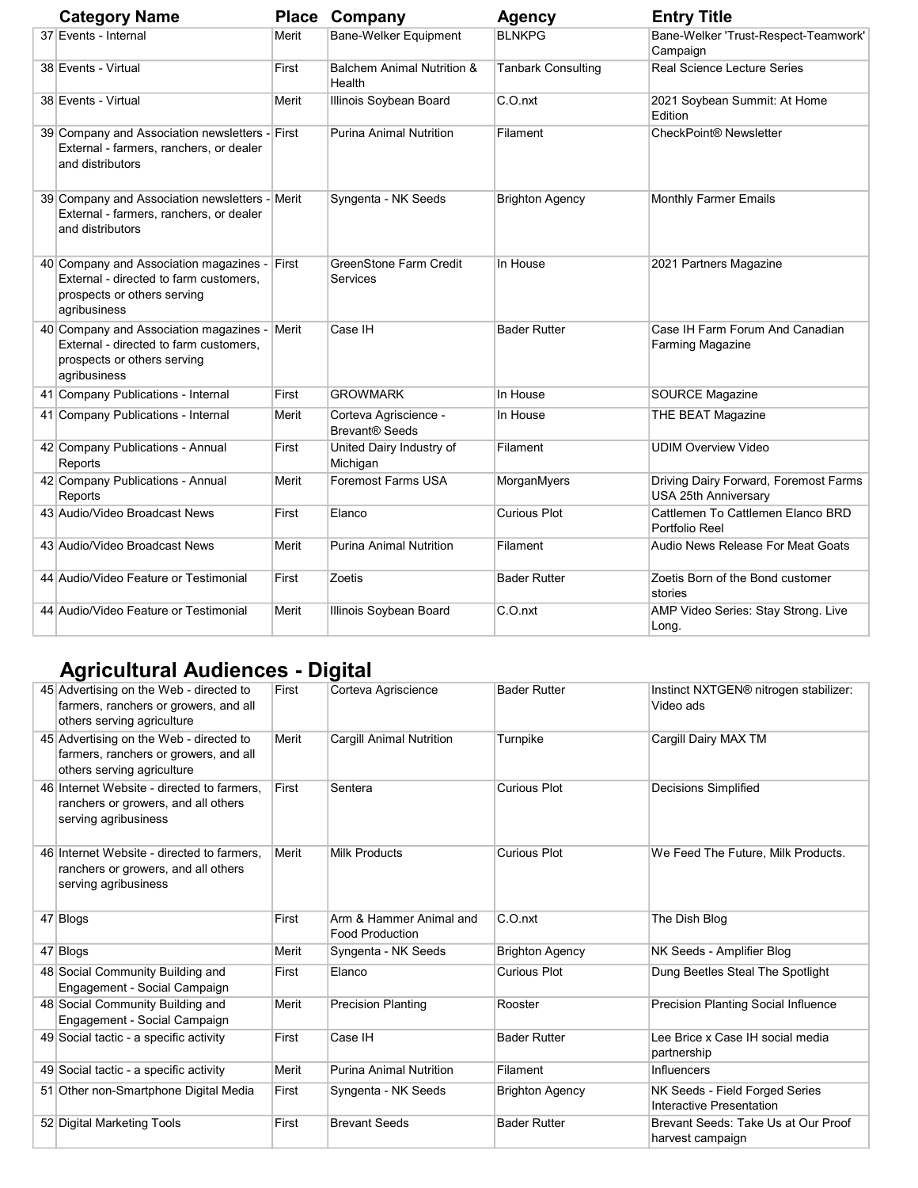| | Category Name | Place | Company | Agency | Entry Title |
|---|---|---|---|---|---|
| 37 | Events - Internal | Merit | Bane-Welker Equipment | BLNKPG | Bane-Welker 'Trust-Respect-Teamwork' Campaign |
| 38 | Events - Virtual | First | Balchem Animal Nutrition & Health | Tanbark Consulting | Real Science Lecture Series |
| 38 | Events - Virtual | Merit | Illinois Soybean Board | C.O.nxt | 2021 Soybean Summit: At Home Edition |
| 39 | Company and Association newsletters - External - farmers, ranchers, or dealer and distributors | First | Purina Animal Nutrition | Filament | CheckPoint® Newsletter |
| 39 | Company and Association newsletters - External - farmers, ranchers, or dealer and distributors | Merit | Syngenta - NK Seeds | Brighton Agency | Monthly Farmer Emails |
| 40 | Company and Association magazines - External - directed to farm customers, prospects or others serving agribusiness | First | GreenStone Farm Credit Services | In House | 2021 Partners Magazine |
| 40 | Company and Association magazines - External - directed to farm customers, prospects or others serving agribusiness | Merit | Case IH | Bader Rutter | Case IH Farm Forum And Canadian Farming Magazine |
| 41 | Company Publications - Internal | First | GROWMARK | In House | SOURCE Magazine |
| 41 | Company Publications - Internal | Merit | Corteva Agriscience - Brevant® Seeds | In House | THE BEAT Magazine |
| 42 | Company Publications - Annual Reports | First | United Dairy Industry of Michigan | Filament | UDIM Overview Video |
| 42 | Company Publications - Annual Reports | Merit | Foremost Farms USA | MorganMyers | Driving Dairy Forward, Foremost Farms USA 25th Anniversary |
| 43 | Audio/Video Broadcast News | First | Elanco | Curious Plot | Cattlemen To Cattlemen Elanco BRD Portfolio Reel |
| 43 | Audio/Video Broadcast News | Merit | Purina Animal Nutrition | Filament | Audio News Release For Meat Goats |
| 44 | Audio/Video Feature or Testimonial | First | Zoetis | Bader Rutter | Zoetis Born of the Bond customer stories |
| 44 | Audio/Video Feature or Testimonial | Merit | Illinois Soybean Board | C.O.nxt | AMP Video Series: Stay Strong. Live Long. |

## Agricultural Audiences - Digital

| | Category Name | Place | Company | Agency | Entry Title |
|---|---|---|---|---|---|
| 45 | Advertising on the Web - directed to farmers, ranchers or growers, and all others serving agriculture | First | Corteva Agriscience | Bader Rutter | Instinct NXTGEN® nitrogen stabilizer: Video ads |
| 45 | Advertising on the Web - directed to farmers, ranchers or growers, and all others serving agriculture | Merit | Cargill Animal Nutrition | Turnpike | Cargill Dairy MAX TM |
| 46 | Internet Website - directed to farmers, ranchers or growers, and all others serving agribusiness | First | Sentera | Curious Plot | Decisions Simplified |
| 46 | Internet Website - directed to farmers, ranchers or growers, and all others serving agribusiness | Merit | Milk Products | Curious Plot | We Feed The Future, Milk Products. |
| 47 | Blogs | First | Arm & Hammer Animal and Food Production | C.O.nxt | The Dish Blog |
| 47 | Blogs | Merit | Syngenta - NK Seeds | Brighton Agency | NK Seeds - Amplifier Blog |
| 48 | Social Community Building and Engagement - Social Campaign | First | Elanco | Curious Plot | Dung Beetles Steal The Spotlight |
| 48 | Social Community Building and Engagement - Social Campaign | Merit | Precision Planting | Rooster | Precision Planting Social Influence |
| 49 | Social tactic - a specific activity | First | Case IH | Bader Rutter | Lee Brice x Case IH social media partnership |
| 49 | Social tactic - a specific activity | Merit | Purina Animal Nutrition | Filament | Influencers |
| 51 | Other non-Smartphone Digital Media | First | Syngenta - NK Seeds | Brighton Agency | NK Seeds - Field Forged Series Interactive Presentation |
| 52 | Digital Marketing Tools | First | Brevant Seeds | Bader Rutter | Brevant Seeds: Take Us at Our Proof harvest campaign |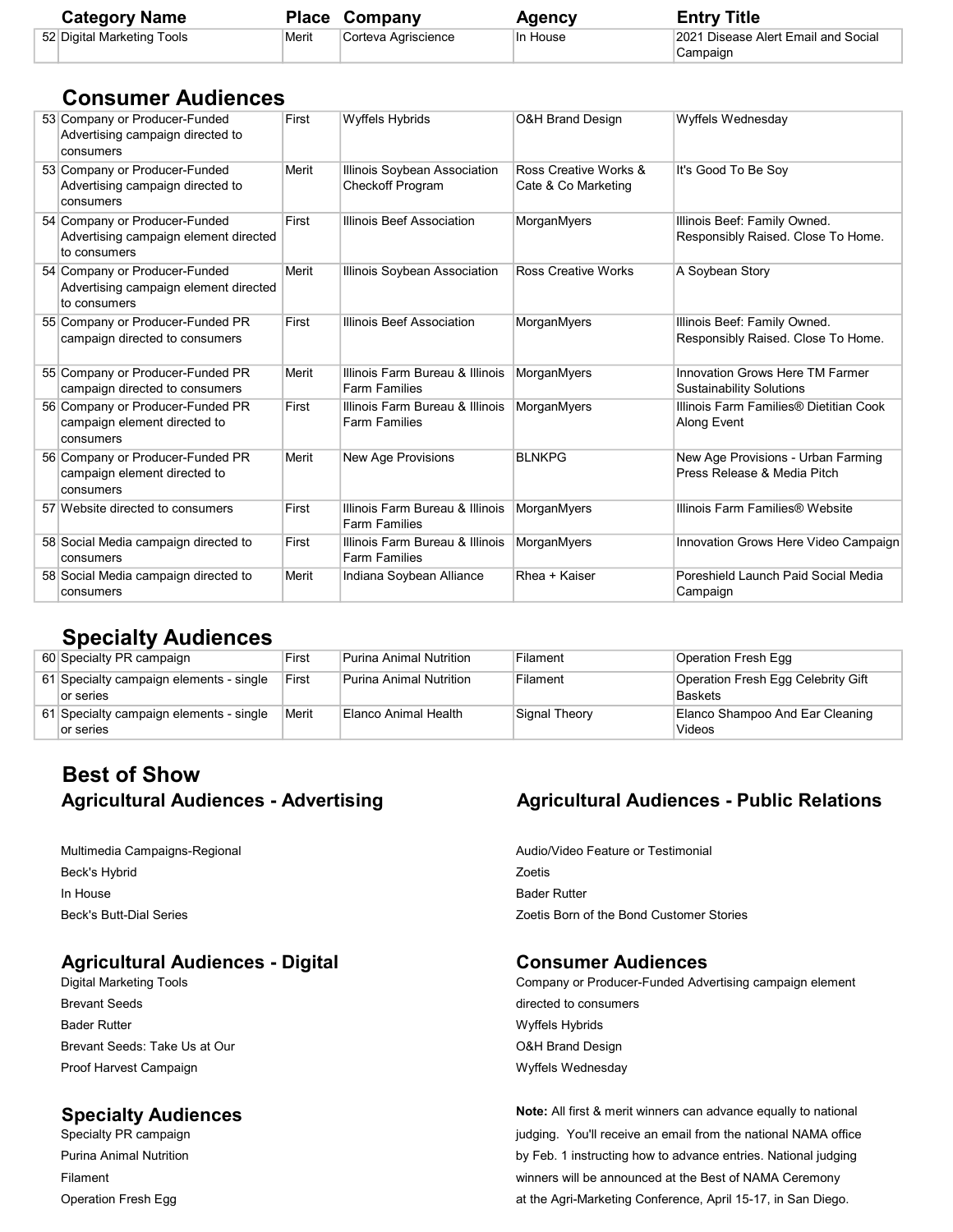| | Category Name | Place | Company | Agency | Entry Title |
|---|---|---|---|---|---|
| 52 | Digital Marketing Tools | Merit | Corteva Agriscience | In House | 2021 Disease Alert Email and Social Campaign |

## Consumer Audiences

| | | | | | |
|---|---|---|---|---|---|
| 53 | Company or Producer-Funded Advertising campaign directed to consumers | First | Wyffels Hybrids | O&H Brand Design | Wyffels Wednesday |
| 53 | Company or Producer-Funded Advertising campaign directed to consumers | Merit | Illinois Soybean Association Checkoff Program | Ross Creative Works & Cate & Co Marketing | It's Good To Be Soy |
| 54 | Company or Producer-Funded Advertising campaign element directed to consumers | First | Illinois Beef Association | MorganMyers | Illinois Beef: Family Owned. Responsibly Raised. Close To Home. |
| 54 | Company or Producer-Funded Advertising campaign element directed to consumers | Merit | Illinois Soybean Association | Ross Creative Works | A Soybean Story |
| 55 | Company or Producer-Funded PR campaign directed to consumers | First | Illinois Beef Association | MorganMyers | Illinois Beef: Family Owned. Responsibly Raised. Close To Home. |
| 55 | Company or Producer-Funded PR campaign directed to consumers | Merit | Illinois Farm Bureau & Illinois Farm Families | MorganMyers | Innovation Grows Here TM Farmer Sustainability Solutions |
| 56 | Company or Producer-Funded PR campaign element directed to consumers | First | Illinois Farm Bureau & Illinois Farm Families | MorganMyers | Illinois Farm Families® Dietitian Cook Along Event |
| 56 | Company or Producer-Funded PR campaign element directed to consumers | Merit | New Age Provisions | BLNKPG | New Age Provisions - Urban Farming Press Release & Media Pitch |
| 57 | Website directed to consumers | First | Illinois Farm Bureau & Illinois Farm Families | MorganMyers | Illinois Farm Families® Website |
| 58 | Social Media campaign directed to consumers | First | Illinois Farm Bureau & Illinois Farm Families | MorganMyers | Innovation Grows Here Video Campaign |
| 58 | Social Media campaign directed to consumers | Merit | Indiana Soybean Alliance | Rhea + Kaiser | Poreshield Launch Paid Social Media Campaign |

## Specialty Audiences

| | | | | | |
|---|---|---|---|---|---|
| 60 | Specialty PR campaign | First | Purina Animal Nutrition | Filament | Operation Fresh Egg |
| 61 | Specialty campaign elements - single or series | First | Purina Animal Nutrition | Filament | Operation Fresh Egg Celebrity Gift Baskets |
| 61 | Specialty campaign elements - single or series | Merit | Elanco Animal Health | Signal Theory | Elanco Shampoo And Ear Cleaning Videos |

## Best of Show

### Agricultural Audiences - Advertising

Multimedia Campaigns-Regional
Beck's Hybrid
In House
Beck's Butt-Dial Series

### Agricultural Audiences - Digital

Digital Marketing Tools
Brevant Seeds
Bader Rutter
Brevant Seeds: Take Us at Our Proof Harvest Campaign

### Specialty Audiences

Specialty PR campaign
Purina Animal Nutrition
Filament
Operation Fresh Egg

### Agricultural Audiences - Public Relations

Audio/Video Feature or Testimonial
Zoetis
Bader Rutter
Zoetis Born of the Bond Customer Stories

### Consumer Audiences

Company or Producer-Funded Advertising campaign element directed to consumers
Wyffels Hybrids
O&H Brand Design
Wyffels Wednesday

**Note:** All first & merit winners can advance equally to national judging. You'll receive an email from the national NAMA office by Feb. 1 instructing how to advance entries. National judging winners will be announced at the Best of NAMA Ceremony at the Agri-Marketing Conference, April 15-17, in San Diego.